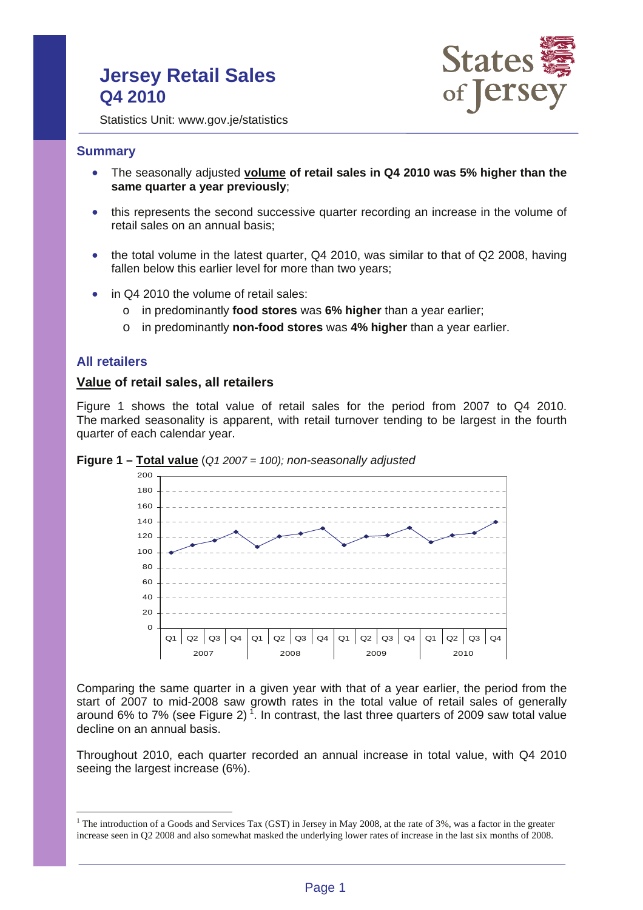# Jersey Retail Sales Q4 2010

Statistics Unit: www.gov.je/statistics

## Summary

- The seasonally adjusted **volume of retail sales in Q4 2010 was 5% higher than the same quarter a year previously**;
- this represents the second successive quarter recording an increase in the volume of retail sales on an annual basis;
- the total volume in the latest quarter, Q4 2010, was similar to that of Q2 2008, having fallen below this earlier level for more than two years;
- in Q4 2010 the volume of retail sales:
  - in predominantly **food stores** was **6% higher** than a year earlier;
  - in predominantly **non-food stores** was **4% higher** than a year earlier.

## All retailers

### Value of retail sales, all retailers

Figure 1 shows the total value of retail sales for the period from 2007 to Q4 2010. The marked seasonality is apparent, with retail turnover tending to be largest in the fourth quarter of each calendar year.

**Figure 1 – Total value** (*Q1 2007 = 100); non-seasonally adjusted*

Comparing the same quarter in a given year with that of a year earlier, the period from the start of 2007 to mid-2008 saw growth rates in the total value of retail sales of generally around 6% to 7% (see Figure 2) [1]. In contrast, the last three quarters of 2009 saw total value decline on an annual basis.

Throughout 2010, each quarter recorded an annual increase in total value, with Q4 2010 seeing the largest increase (6%).

[1] The introduction of a Goods and Services Tax (GST) in Jersey in May 2008, at the rate of 3%, was a factor in the greater increase seen in Q2 2008 and also somewhat masked the underlying lower rates of increase in the last six months of 2008.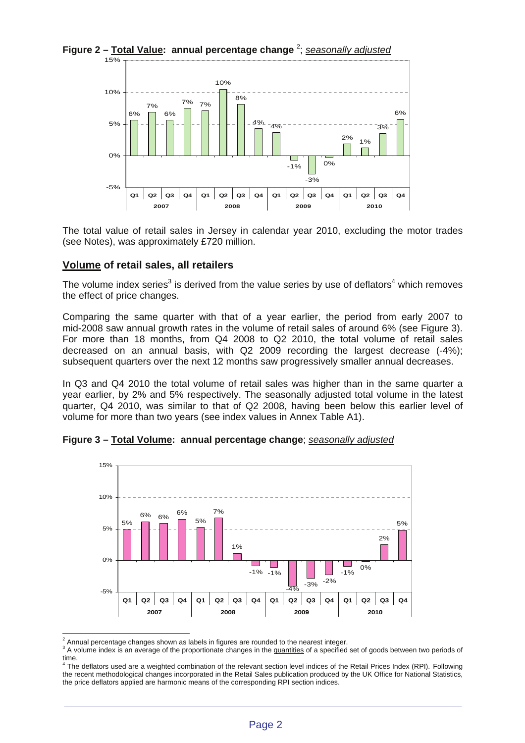**Figure 2 – Total Value: annual percentage change**[2]; *seasonally adjusted*

| Year | Quarter | Annual % change |
|---|---|---|
| 2007 | Q1 | 6% |
| | Q2 | 7% |
| | Q3 | 6% |
| | Q4 | 7% |
| 2008 | Q1 | 7% |
| | Q2 | 10% |
| | Q3 | 8% |
| | Q4 | 4% |
| 2009 | Q1 | 4% |
| | Q2 | -1% |
| | Q3 | -3% |
| | Q4 | 0% |
| 2010 | Q1 | 2% |
| | Q2 | 1% |
| | Q3 | 3% |
| | Q4 | 6% |

The total value of retail sales in Jersey in calendar year 2010, excluding the motor trades (see Notes), was approximately £720 million.

## Volume of retail sales, all retailers

The volume index series[3] is derived from the value series by use of deflators[4] which removes the effect of price changes.

Comparing the same quarter with that of a year earlier, the period from early 2007 to mid-2008 saw annual growth rates in the volume of retail sales of around 6% (see Figure 3). For more than 18 months, from Q4 2008 to Q2 2010, the total volume of retail sales decreased on an annual basis, with Q2 2009 recording the largest decrease (-4%); subsequent quarters over the next 12 months saw progressively smaller annual decreases.

In Q3 and Q4 2010 the total volume of retail sales was higher than in the same quarter a year earlier, by 2% and 5% respectively. The seasonally adjusted total volume in the latest quarter, Q4 2010, was similar to that of Q2 2008, having been below this earlier level of volume for more than two years (see index values in Annex Table A1).

**Figure 3 – Total Volume: annual percentage change**; *seasonally adjusted*

| Year | Quarter | Annual % change |
|---|---|---|
| 2007 | Q1 | 5% |
| | Q2 | 6% |
| | Q3 | 6% |
| | Q4 | 6% |
| 2008 | Q1 | 5% |
| | Q2 | 7% |
| | Q3 | 1% |
| | Q4 | -1% |
| 2009 | Q1 | -1% |
| | Q2 | -4% |
| | Q3 | -3% |
| | Q4 | -2% |
| 2010 | Q1 | -1% |
| | Q2 | 0% |
| | Q3 | 2% |
| | Q4 | 5% |

---

[2] Annual percentage changes shown as labels in figures are rounded to the nearest integer.

[3] A volume index is an average of the proportionate changes in the quantities of a specified set of goods between two periods of time.

[4] The deflators used are a weighted combination of the relevant section level indices of the Retail Prices Index (RPI). Following the recent methodological changes incorporated in the Retail Sales publication produced by the UK Office for National Statistics, the price deflators applied are harmonic means of the corresponding RPI section indices.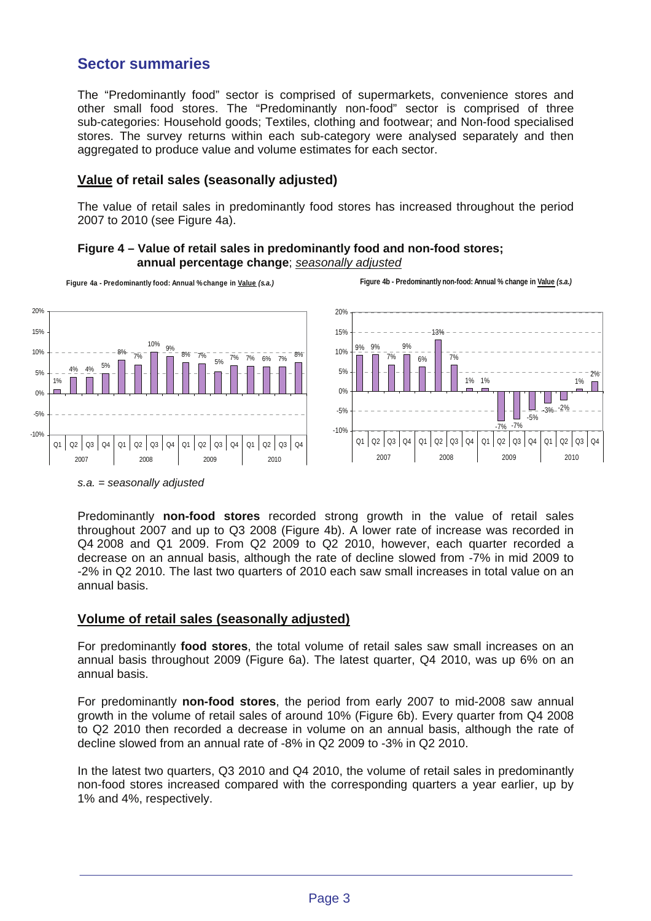## Sector summaries

The "Predominantly food" sector is comprised of supermarkets, convenience stores and other small food stores. The "Predominantly non-food" sector is comprised of three sub-categories: Household goods; Textiles, clothing and footwear; and Non-food specialised stores. The survey returns within each sub-category were analysed separately and then aggregated to produce value and volume estimates for each sector.

### **Value** of retail sales (seasonally adjusted)

The value of retail sales in predominantly food stores has increased throughout the period 2007 to 2010 (see Figure 4a).

**Figure 4 – Value of retail sales in predominantly food and non-food stores; annual percentage change**; *seasonally adjusted*

**Figure 4a - Predominantly food: Annual % change in Value *(s.a.)***

| Year | Quarter | % change |
|---|---|---|
| 2007 | Q1 | 1% |
| 2007 | Q2 | 4% |
| 2007 | Q3 | 4% |
| 2007 | Q4 | 5% |
| 2008 | Q1 | 8% |
| 2008 | Q2 | 7% |
| 2008 | Q3 | 10% |
| 2008 | Q4 | 9% |
| 2009 | Q1 | 8% |
| 2009 | Q2 | 7% |
| 2009 | Q3 | 5% |
| 2009 | Q4 | 7% |
| 2010 | Q1 | 7% |
| 2010 | Q2 | 6% |
| 2010 | Q3 | 7% |
| 2010 | Q4 | 8% |

**Figure 4b - Predominantly non-food: Annual % change in Value *(s.a.)***

| Year | Quarter | % change |
|---|---|---|
| 2007 | Q1 | 9% |
| 2007 | Q2 | 9% |
| 2007 | Q3 | 7% |
| 2007 | Q4 | 9% |
| 2008 | Q1 | 6% |
| 2008 | Q2 | 13% |
| 2008 | Q3 | 7% |
| 2008 | Q4 | 1% |
| 2009 | Q1 | 1% |
| 2009 | Q2 | -7% |
| 2009 | Q3 | -7% |
| 2009 | Q4 | -5% |
| 2010 | Q1 | -3% |
| 2010 | Q2 | -2% |
| 2010 | Q3 | 1% |
| 2010 | Q4 | 2% |

*s.a. = seasonally adjusted*

Predominantly **non-food stores** recorded strong growth in the value of retail sales throughout 2007 and up to Q3 2008 (Figure 4b). A lower rate of increase was recorded in Q4 2008 and Q1 2009. From Q2 2009 to Q2 2010, however, each quarter recorded a decrease on an annual basis, although the rate of decline slowed from -7% in mid 2009 to -2% in Q2 2010. The last two quarters of 2010 each saw small increases in total value on an annual basis.

### Volume of retail sales (seasonally adjusted)

For predominantly **food stores**, the total volume of retail sales saw small increases on an annual basis throughout 2009 (Figure 6a). The latest quarter, Q4 2010, was up 6% on an annual basis.

For predominantly **non-food stores**, the period from early 2007 to mid-2008 saw annual growth in the volume of retail sales of around 10% (Figure 6b). Every quarter from Q4 2008 to Q2 2010 then recorded a decrease in volume on an annual basis, although the rate of decline slowed from an annual rate of -8% in Q2 2009 to -3% in Q2 2010.

In the latest two quarters, Q3 2010 and Q4 2010, the volume of retail sales in predominantly non-food stores increased compared with the corresponding quarters a year earlier, up by 1% and 4%, respectively.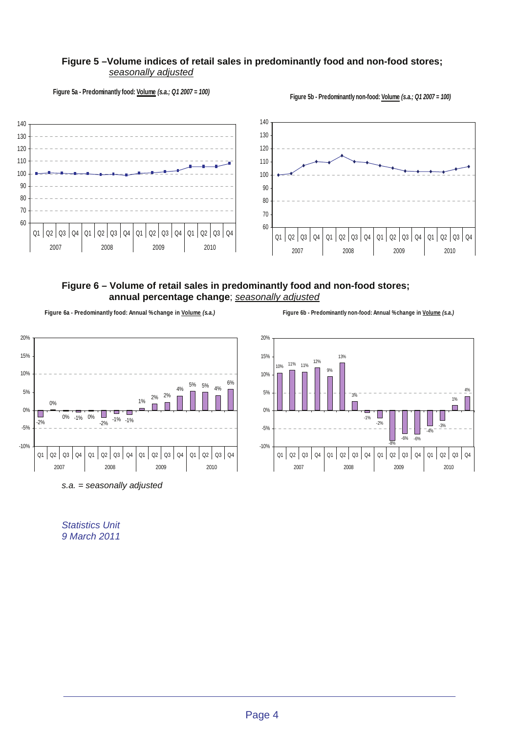### Figure 5 –Volume indices of retail sales in predominantly food and non-food stores; *seasonally adjusted*

**Figure 5a - Predominantly food: Volume** *(s.a.; Q1 2007 = 100)*

**Figure 5b - Predominantly non-food: Volume** *(s.a.; Q1 2007 = 100)*

### Figure 6 – Volume of retail sales in predominantly food and non-food stores; annual percentage change; *seasonally adjusted*

**Figure 6a - Predominantly food: Annual % change in Volume** *(s.a.)*

| | 2007 Q1 | 2007 Q2 | 2007 Q3 | 2007 Q4 | 2008 Q1 | 2008 Q2 | 2008 Q3 | 2008 Q4 | 2009 Q1 | 2009 Q2 | 2009 Q3 | 2009 Q4 | 2010 Q1 | 2010 Q2 | 2010 Q3 | 2010 Q4 |
|---|---|---|---|---|---|---|---|---|---|---|---|---|---|---|---|---|
| Annual % change | -2% | 0% | 0% | -1% | 0% | -2% | -1% | -1% | 1% | 2% | 2% | 4% | 5% | 5% | 4% | 6% |

**Figure 6b - Predominantly non-food: Annual % change in Volume** *(s.a.)*

| | 2007 Q1 | 2007 Q2 | 2007 Q3 | 2007 Q4 | 2008 Q1 | 2008 Q2 | 2008 Q3 | 2008 Q4 | 2009 Q1 | 2009 Q2 | 2009 Q3 | 2009 Q4 | 2010 Q1 | 2010 Q2 | 2010 Q3 | 2010 Q4 |
|---|---|---|---|---|---|---|---|---|---|---|---|---|---|---|---|---|
| Annual % change | 10% | 11% | 11% | 12% | 9% | 13% | 3% | -1% | -2% | -8% | -6% | -6% | -4% | -3% | 1% | 4% |

*s.a. = seasonally adjusted*

*Statistics Unit*
*9 March 2011*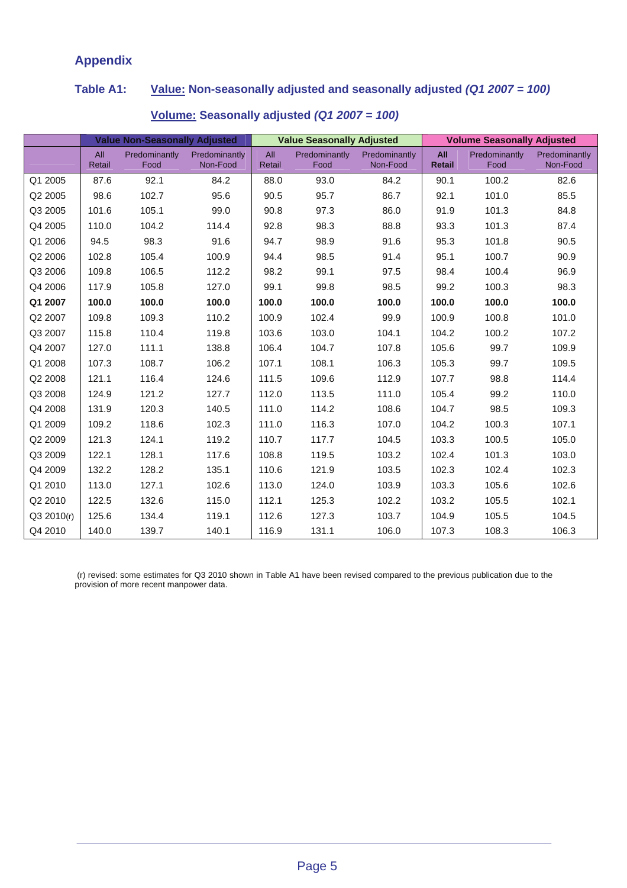## Appendix

### Table A1: Value: Non-seasonally adjusted and seasonally adjusted *(Q1 2007 = 100)*

### Volume: Seasonally adjusted *(Q1 2007 = 100)*

| | Value Non-Seasonally Adjusted | | | Value Seasonally Adjusted | | | Volume Seasonally Adjusted | | |
|---|---|---|---|---|---|---|---|---|---|
| | All Retail | Predominantly Food | Predominantly Non-Food | All Retail | Predominantly Food | Predominantly Non-Food | **All Retail** | Predominantly Food | Predominantly Non-Food |
| Q1 2005 | 87.6 | 92.1 | 84.2 | 88.0 | 93.0 | 84.2 | 90.1 | 100.2 | 82.6 |
| Q2 2005 | 98.6 | 102.7 | 95.6 | 90.5 | 95.7 | 86.7 | 92.1 | 101.0 | 85.5 |
| Q3 2005 | 101.6 | 105.1 | 99.0 | 90.8 | 97.3 | 86.0 | 91.9 | 101.3 | 84.8 |
| Q4 2005 | 110.0 | 104.2 | 114.4 | 92.8 | 98.3 | 88.8 | 93.3 | 101.3 | 87.4 |
| Q1 2006 | 94.5 | 98.3 | 91.6 | 94.7 | 98.9 | 91.6 | 95.3 | 101.8 | 90.5 |
| Q2 2006 | 102.8 | 105.4 | 100.9 | 94.4 | 98.5 | 91.4 | 95.1 | 100.7 | 90.9 |
| Q3 2006 | 109.8 | 106.5 | 112.2 | 98.2 | 99.1 | 97.5 | 98.4 | 100.4 | 96.9 |
| Q4 2006 | 117.9 | 105.8 | 127.0 | 99.1 | 99.8 | 98.5 | 99.2 | 100.3 | 98.3 |
| **Q1 2007** | **100.0** | **100.0** | **100.0** | **100.0** | **100.0** | **100.0** | **100.0** | **100.0** | **100.0** |
| Q2 2007 | 109.8 | 109.3 | 110.2 | 100.9 | 102.4 | 99.9 | 100.9 | 100.8 | 101.0 |
| Q3 2007 | 115.8 | 110.4 | 119.8 | 103.6 | 103.0 | 104.1 | 104.2 | 100.2 | 107.2 |
| Q4 2007 | 127.0 | 111.1 | 138.8 | 106.4 | 104.7 | 107.8 | 105.6 | 99.7 | 109.9 |
| Q1 2008 | 107.3 | 108.7 | 106.2 | 107.1 | 108.1 | 106.3 | 105.3 | 99.7 | 109.5 |
| Q2 2008 | 121.1 | 116.4 | 124.6 | 111.5 | 109.6 | 112.9 | 107.7 | 98.8 | 114.4 |
| Q3 2008 | 124.9 | 121.2 | 127.7 | 112.0 | 113.5 | 111.0 | 105.4 | 99.2 | 110.0 |
| Q4 2008 | 131.9 | 120.3 | 140.5 | 111.0 | 114.2 | 108.6 | 104.7 | 98.5 | 109.3 |
| Q1 2009 | 109.2 | 118.6 | 102.3 | 111.0 | 116.3 | 107.0 | 104.2 | 100.3 | 107.1 |
| Q2 2009 | 121.3 | 124.1 | 119.2 | 110.7 | 117.7 | 104.5 | 103.3 | 100.5 | 105.0 |
| Q3 2009 | 122.1 | 128.1 | 117.6 | 108.8 | 119.5 | 103.2 | 102.4 | 101.3 | 103.0 |
| Q4 2009 | 132.2 | 128.2 | 135.1 | 110.6 | 121.9 | 103.5 | 102.3 | 102.4 | 102.3 |
| Q1 2010 | 113.0 | 127.1 | 102.6 | 113.0 | 124.0 | 103.9 | 103.3 | 105.6 | 102.6 |
| Q2 2010 | 122.5 | 132.6 | 115.0 | 112.1 | 125.3 | 102.2 | 103.2 | 105.5 | 102.1 |
| Q3 2010(r) | 125.6 | 134.4 | 119.1 | 112.6 | 127.3 | 103.7 | 104.9 | 105.5 | 104.5 |
| Q4 2010 | 140.0 | 139.7 | 140.1 | 116.9 | 131.1 | 106.0 | 107.3 | 108.3 | 106.3 |

(r) revised: some estimates for Q3 2010 shown in Table A1 have been revised compared to the previous publication due to the provision of more recent manpower data.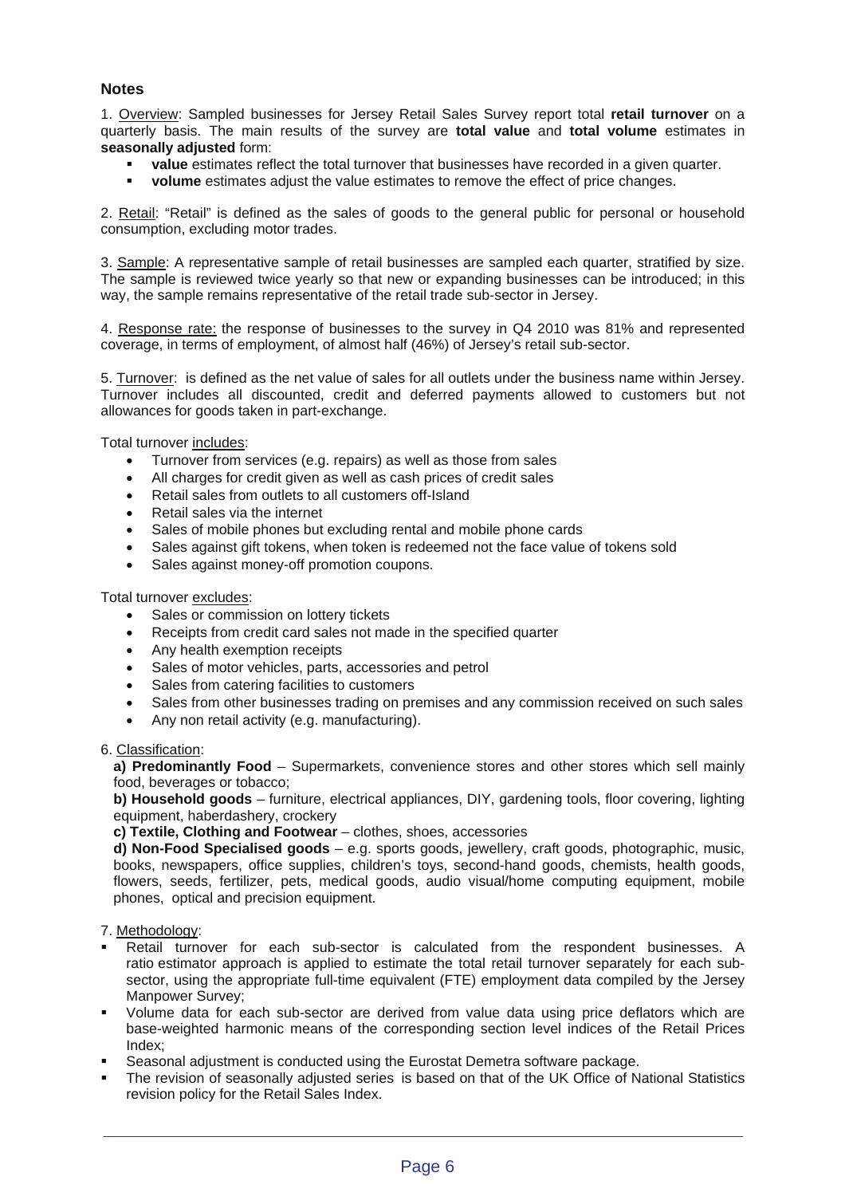## Notes

1. Overview: Sampled businesses for Jersey Retail Sales Survey report total **retail turnover** on a quarterly basis. The main results of the survey are **total value** and **total volume** estimates in **seasonally adjusted** form:

- **value** estimates reflect the total turnover that businesses have recorded in a given quarter.
- **volume** estimates adjust the value estimates to remove the effect of price changes.

2. Retail: "Retail" is defined as the sales of goods to the general public for personal or household consumption, excluding motor trades.

3. Sample: A representative sample of retail businesses are sampled each quarter, stratified by size. The sample is reviewed twice yearly so that new or expanding businesses can be introduced; in this way, the sample remains representative of the retail trade sub-sector in Jersey.

4. Response rate: the response of businesses to the survey in Q4 2010 was 81% and represented coverage, in terms of employment, of almost half (46%) of Jersey's retail sub-sector.

5. Turnover: is defined as the net value of sales for all outlets under the business name within Jersey. Turnover includes all discounted, credit and deferred payments allowed to customers but not allowances for goods taken in part-exchange.

Total turnover includes:

- Turnover from services (e.g. repairs) as well as those from sales
- All charges for credit given as well as cash prices of credit sales
- Retail sales from outlets to all customers off-Island
- Retail sales via the internet
- Sales of mobile phones but excluding rental and mobile phone cards
- Sales against gift tokens, when token is redeemed not the face value of tokens sold
- Sales against money-off promotion coupons.

Total turnover excludes:

- Sales or commission on lottery tickets
- Receipts from credit card sales not made in the specified quarter
- Any health exemption receipts
- Sales of motor vehicles, parts, accessories and petrol
- Sales from catering facilities to customers
- Sales from other businesses trading on premises and any commission received on such sales
- Any non retail activity (e.g. manufacturing).

6. Classification:

**a) Predominantly Food** – Supermarkets, convenience stores and other stores which sell mainly food, beverages or tobacco;

**b) Household goods** – furniture, electrical appliances, DIY, gardening tools, floor covering, lighting equipment, haberdashery, crockery

**c) Textile, Clothing and Footwear** – clothes, shoes, accessories

**d) Non-Food Specialised goods** – e.g. sports goods, jewellery, craft goods, photographic, music, books, newspapers, office supplies, children's toys, second-hand goods, chemists, health goods, flowers, seeds, fertilizer, pets, medical goods, audio visual/home computing equipment, mobile phones, optical and precision equipment.

7. Methodology:

- Retail turnover for each sub-sector is calculated from the respondent businesses. A ratio estimator approach is applied to estimate the total retail turnover separately for each sub-sector, using the appropriate full-time equivalent (FTE) employment data compiled by the Jersey Manpower Survey;
- Volume data for each sub-sector are derived from value data using price deflators which are base-weighted harmonic means of the corresponding section level indices of the Retail Prices Index;
- Seasonal adjustment is conducted using the Eurostat Demetra software package.
- The revision of seasonally adjusted series is based on that of the UK Office of National Statistics revision policy for the Retail Sales Index.